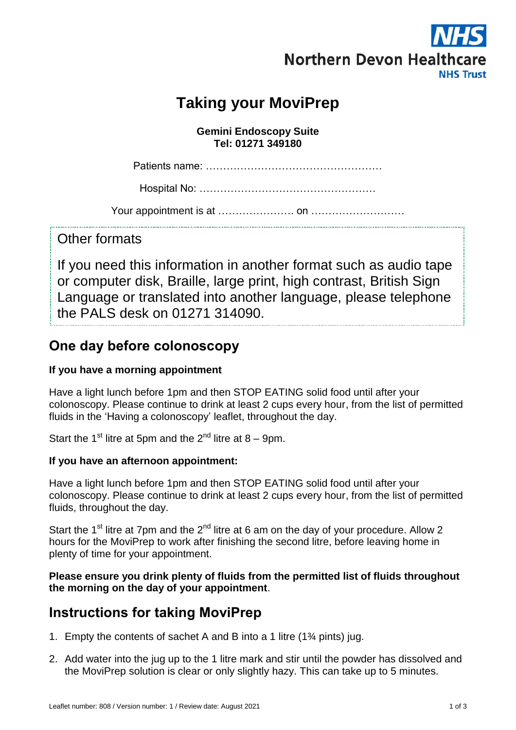Northern Devon Healthcare NHS Trust

# Taking your MoviPrep

**Gemini Endoscopy Suite**
**Tel: 01271 349180**

Patients name: ……………………………………………

Hospital No: ……………………………………………

Your appointment is at …………………. on ………………………

Other formats

If you need this information in another format such as audio tape or computer disk, Braille, large print, high contrast, British Sign Language or translated into another language, please telephone the PALS desk on 01271 314090.

## One day before colonoscopy

**If you have a morning appointment**

Have a light lunch before 1pm and then STOP EATING solid food until after your colonoscopy. Please continue to drink at least 2 cups every hour, from the list of permitted fluids in the 'Having a colonoscopy' leaflet, throughout the day.

Start the 1st litre at 5pm and the 2nd litre at 8 – 9pm.

**If you have an afternoon appointment:**

Have a light lunch before 1pm and then STOP EATING solid food until after your colonoscopy. Please continue to drink at least 2 cups every hour, from the list of permitted fluids, throughout the day.

Start the 1st litre at 7pm and the 2nd litre at 6 am on the day of your procedure. Allow 2 hours for the MoviPrep to work after finishing the second litre, before leaving home in plenty of time for your appointment.

**Please ensure you drink plenty of fluids from the permitted list of fluids throughout the morning on the day of your appointment**.

## Instructions for taking MoviPrep

1. Empty the contents of sachet A and B into a 1 litre (1¾ pints) jug.
2. Add water into the jug up to the 1 litre mark and stir until the powder has dissolved and the MoviPrep solution is clear or only slightly hazy. This can take up to 5 minutes.

Leaflet number: 808 / Version number: 1 / Review date: August 2021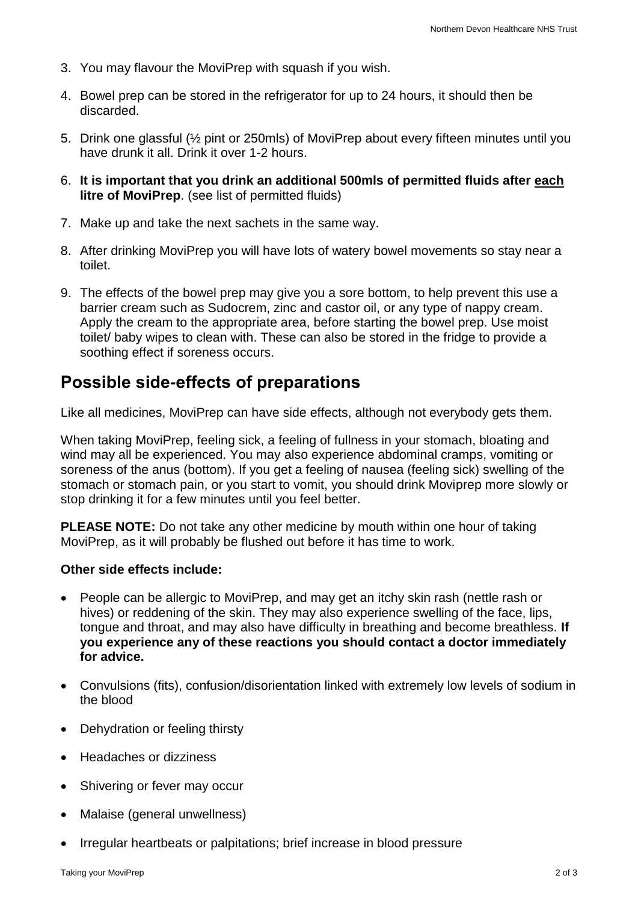3. You may flavour the MoviPrep with squash if you wish.

4. Bowel prep can be stored in the refrigerator for up to 24 hours, it should then be discarded.

5. Drink one glassful (½ pint or 250mls) of MoviPrep about every fifteen minutes until you have drunk it all. Drink it over 1-2 hours.

6. **It is important that you drink an additional 500mls of permitted fluids after <u>each</u> litre of MoviPrep**. (see list of permitted fluids)

7. Make up and take the next sachets in the same way.

8. After drinking MoviPrep you will have lots of watery bowel movements so stay near a toilet.

9. The effects of the bowel prep may give you a sore bottom, to help prevent this use a barrier cream such as Sudocrem, zinc and castor oil, or any type of nappy cream. Apply the cream to the appropriate area, before starting the bowel prep. Use moist toilet/ baby wipes to clean with. These can also be stored in the fridge to provide a soothing effect if soreness occurs.

## Possible side-effects of preparations

Like all medicines, MoviPrep can have side effects, although not everybody gets them.

When taking MoviPrep, feeling sick, a feeling of fullness in your stomach, bloating and wind may all be experienced. You may also experience abdominal cramps, vomiting or soreness of the anus (bottom). If you get a feeling of nausea (feeling sick) swelling of the stomach or stomach pain, or you start to vomit, you should drink Moviprep more slowly or stop drinking it for a few minutes until you feel better.

**PLEASE NOTE:** Do not take any other medicine by mouth within one hour of taking MoviPrep, as it will probably be flushed out before it has time to work.

**Other side effects include:**

- People can be allergic to MoviPrep, and may get an itchy skin rash (nettle rash or hives) or reddening of the skin. They may also experience swelling of the face, lips, tongue and throat, and may also have difficulty in breathing and become breathless. **If you experience any of these reactions you should contact a doctor immediately for advice.**
- Convulsions (fits), confusion/disorientation linked with extremely low levels of sodium in the blood
- Dehydration or feeling thirsty
- Headaches or dizziness
- Shivering or fever may occur
- Malaise (general unwellness)
- Irregular heartbeats or palpitations; brief increase in blood pressure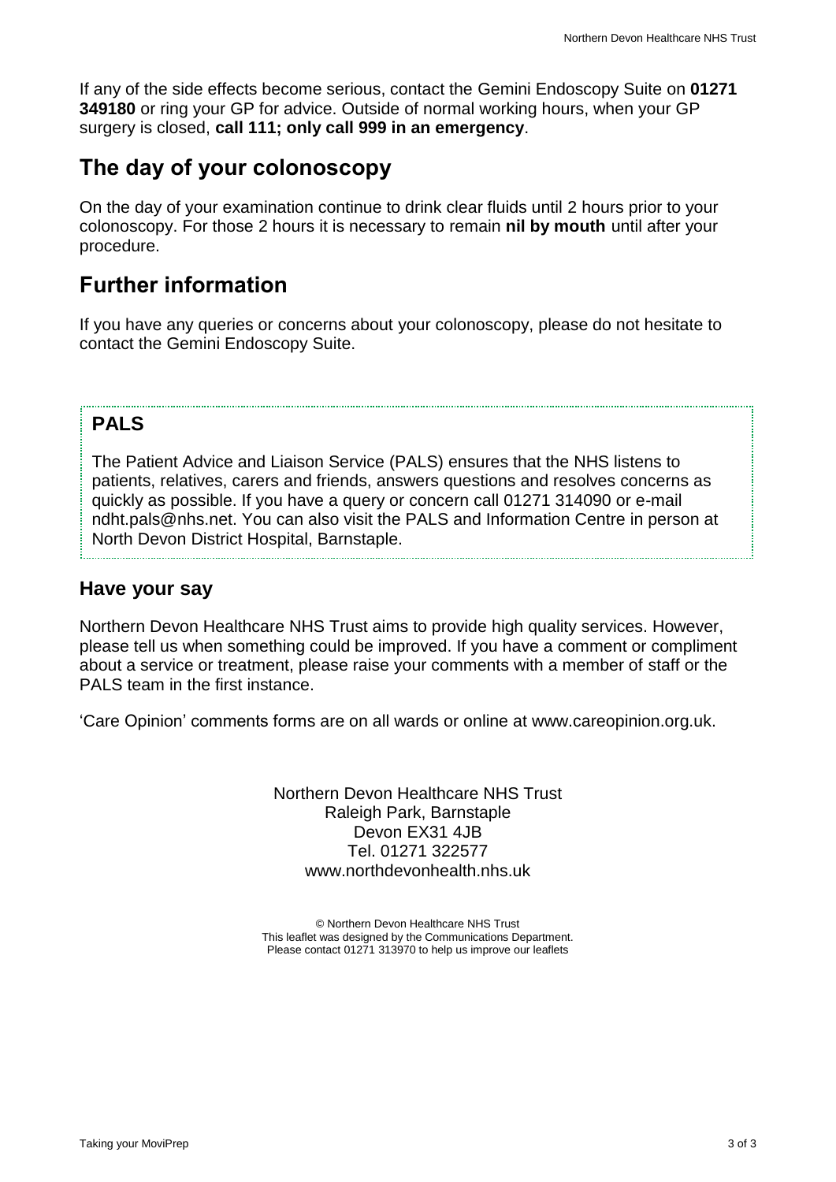If any of the side effects become serious, contact the Gemini Endoscopy Suite on **01271 349180** or ring your GP for advice. Outside of normal working hours, when your GP surgery is closed, **call 111; only call 999 in an emergency**.

## The day of your colonoscopy

On the day of your examination continue to drink clear fluids until 2 hours prior to your colonoscopy. For those 2 hours it is necessary to remain **nil by mouth** until after your procedure.

## Further information

If you have any queries or concerns about your colonoscopy, please do not hesitate to contact the Gemini Endoscopy Suite.

### PALS

The Patient Advice and Liaison Service (PALS) ensures that the NHS listens to patients, relatives, carers and friends, answers questions and resolves concerns as quickly as possible. If you have a query or concern call 01271 314090 or e-mail ndht.pals@nhs.net. You can also visit the PALS and Information Centre in person at North Devon District Hospital, Barnstaple.

### Have your say

Northern Devon Healthcare NHS Trust aims to provide high quality services. However, please tell us when something could be improved. If you have a comment or compliment about a service or treatment, please raise your comments with a member of staff or the PALS team in the first instance.

'Care Opinion' comments forms are on all wards or online at www.careopinion.org.uk.

Northern Devon Healthcare NHS Trust
Raleigh Park, Barnstaple
Devon EX31 4JB
Tel. 01271 322577
www.northdevonhealth.nhs.uk

© Northern Devon Healthcare NHS Trust
This leaflet was designed by the Communications Department.
Please contact 01271 313970 to help us improve our leaflets